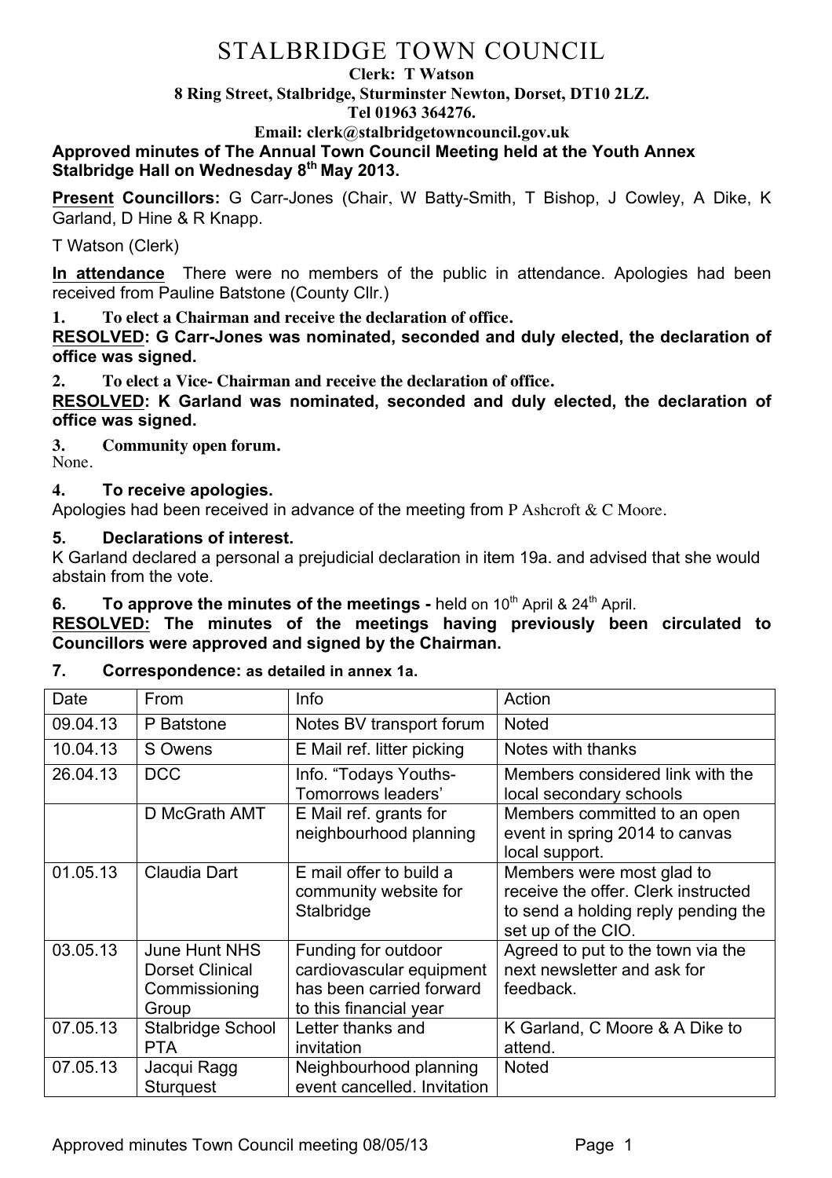# STALBRIDGE TOWN COUNCIL

**Clerk: T Watson**
**8 Ring Street, Stalbridge, Sturminster Newton, Dorset, DT10 2LZ.**
**Tel 01963 364276.**
**Email: clerk@stalbridgetowncouncil.gov.uk**

**Approved minutes of The Annual Town Council Meeting held at the Youth Annex Stalbridge Hall on Wednesday 8th May 2013.**

**Present Councillors:** G Carr-Jones (Chair, W Batty-Smith, T Bishop, J Cowley, A Dike, K Garland, D Hine & R Knapp.

T Watson (Clerk)

**In attendance** There were no members of the public in attendance. Apologies had been received from Pauline Batstone (County Cllr.)

**1. To elect a Chairman and receive the declaration of office.**

**RESOLVED: G Carr-Jones was nominated, seconded and duly elected, the declaration of office was signed.**

**2. To elect a Vice- Chairman and receive the declaration of office.**

**RESOLVED: K Garland was nominated, seconded and duly elected, the declaration of office was signed.**

**3. Community open forum.**

None.

**4. To receive apologies.**

Apologies had been received in advance of the meeting from P Ashcroft & C Moore.

**5. Declarations of interest.**

K Garland declared a personal a prejudicial declaration in item 19a. and advised that she would abstain from the vote.

**6. To approve the minutes of the meetings -** held on 10th April & 24th April.

**RESOLVED: The minutes of the meetings having previously been circulated to Councillors were approved and signed by the Chairman.**

**7. Correspondence: as detailed in annex 1a.**

| Date | From | Info | Action |
|---|---|---|---|
| 09.04.13 | P Batstone | Notes BV transport forum | Noted |
| 10.04.13 | S Owens | E Mail ref. litter picking | Notes with thanks |
| 26.04.13 | DCC | Info. "Todays Youths- Tomorrows leaders' | Members considered link with the local secondary schools |
| | D McGrath AMT | E Mail ref. grants for neighbourhood planning | Members committed to an open event in spring 2014 to canvas local support. |
| 01.05.13 | Claudia Dart | E mail offer to build a community website for Stalbridge | Members were most glad to receive the offer. Clerk instructed to send a holding reply pending the set up of the CIO. |
| 03.05.13 | June Hunt NHS Dorset Clinical Commissioning Group | Funding for outdoor cardiovascular equipment has been carried forward to this financial year | Agreed to put to the town via the next newsletter and ask for feedback. |
| 07.05.13 | Stalbridge School PTA | Letter thanks and invitation | K Garland, C Moore & A Dike to attend. |
| 07.05.13 | Jacqui Ragg Sturquest | Neighbourhood planning event cancelled. Invitation | Noted |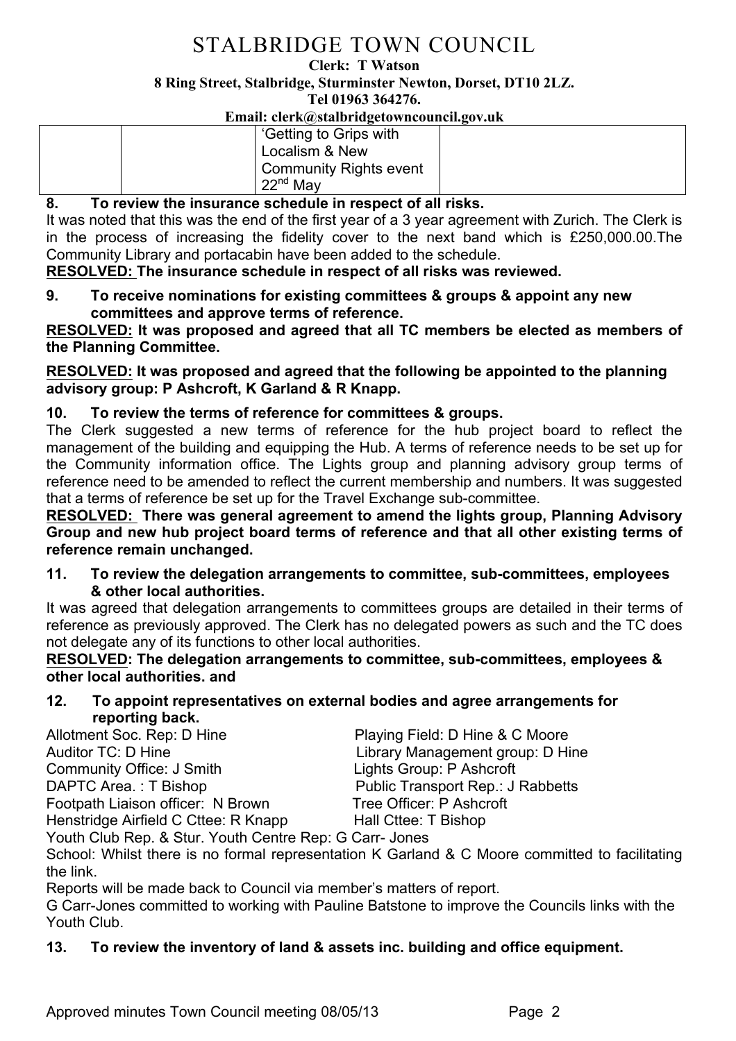# STALBRIDGE TOWN COUNCIL

**Clerk: T Watson**
**8 Ring Street, Stalbridge, Sturminster Newton, Dorset, DT10 2LZ.**
**Tel 01963 364276.**
**Email: clerk@stalbridgetowncouncil.gov.uk**

| | | | |
|---|---|---|---|
| | | 'Getting to Grips with Localism & New Community Rights event 22nd May | |

**8. To review the insurance schedule in respect of all risks.**

It was noted that this was the end of the first year of a 3 year agreement with Zurich. The Clerk is in the process of increasing the fidelity cover to the next band which is £250,000.00.The Community Library and portacabin have been added to the schedule.

**RESOLVED: The insurance schedule in respect of all risks was reviewed.**

**9. To receive nominations for existing committees & groups & appoint any new committees and approve terms of reference.**

**RESOLVED: It was proposed and agreed that all TC members be elected as members of the Planning Committee.**

**RESOLVED: It was proposed and agreed that the following be appointed to the planning advisory group: P Ashcroft, K Garland & R Knapp.**

**10. To review the terms of reference for committees & groups.**

The Clerk suggested a new terms of reference for the hub project board to reflect the management of the building and equipping the Hub. A terms of reference needs to be set up for the Community information office. The Lights group and planning advisory group terms of reference need to be amended to reflect the current membership and numbers. It was suggested that a terms of reference be set up for the Travel Exchange sub-committee.

**RESOLVED: There was general agreement to amend the lights group, Planning Advisory Group and new hub project board terms of reference and that all other existing terms of reference remain unchanged.**

**11. To review the delegation arrangements to committee, sub-committees, employees & other local authorities.**

It was agreed that delegation arrangements to committees groups are detailed in their terms of reference as previously approved. The Clerk has no delegated powers as such and the TC does not delegate any of its functions to other local authorities.

**RESOLVED: The delegation arrangements to committee, sub-committees, employees & other local authorities. and**

**12. To appoint representatives on external bodies and agree arrangements for reporting back.**

Allotment Soc. Rep: D Hine
Auditor TC: D Hine
Community Office: J Smith
DAPTC Area. : T Bishop
Footpath Liaison officer: N Brown
Henstridge Airfield C Cttee: R Knapp
Playing Field: D Hine & C Moore
Library Management group: D Hine
Lights Group: P Ashcroft
Public Transport Rep.: J Rabbetts
Tree Officer: P Ashcroft
Hall Cttee: T Bishop
Youth Club Rep. & Stur. Youth Centre Rep: G Carr- Jones

School: Whilst there is no formal representation K Garland & C Moore committed to facilitating the link.

Reports will be made back to Council via member's matters of report.

G Carr-Jones committed to working with Pauline Batstone to improve the Councils links with the Youth Club.

**13. To review the inventory of land & assets inc. building and office equipment.**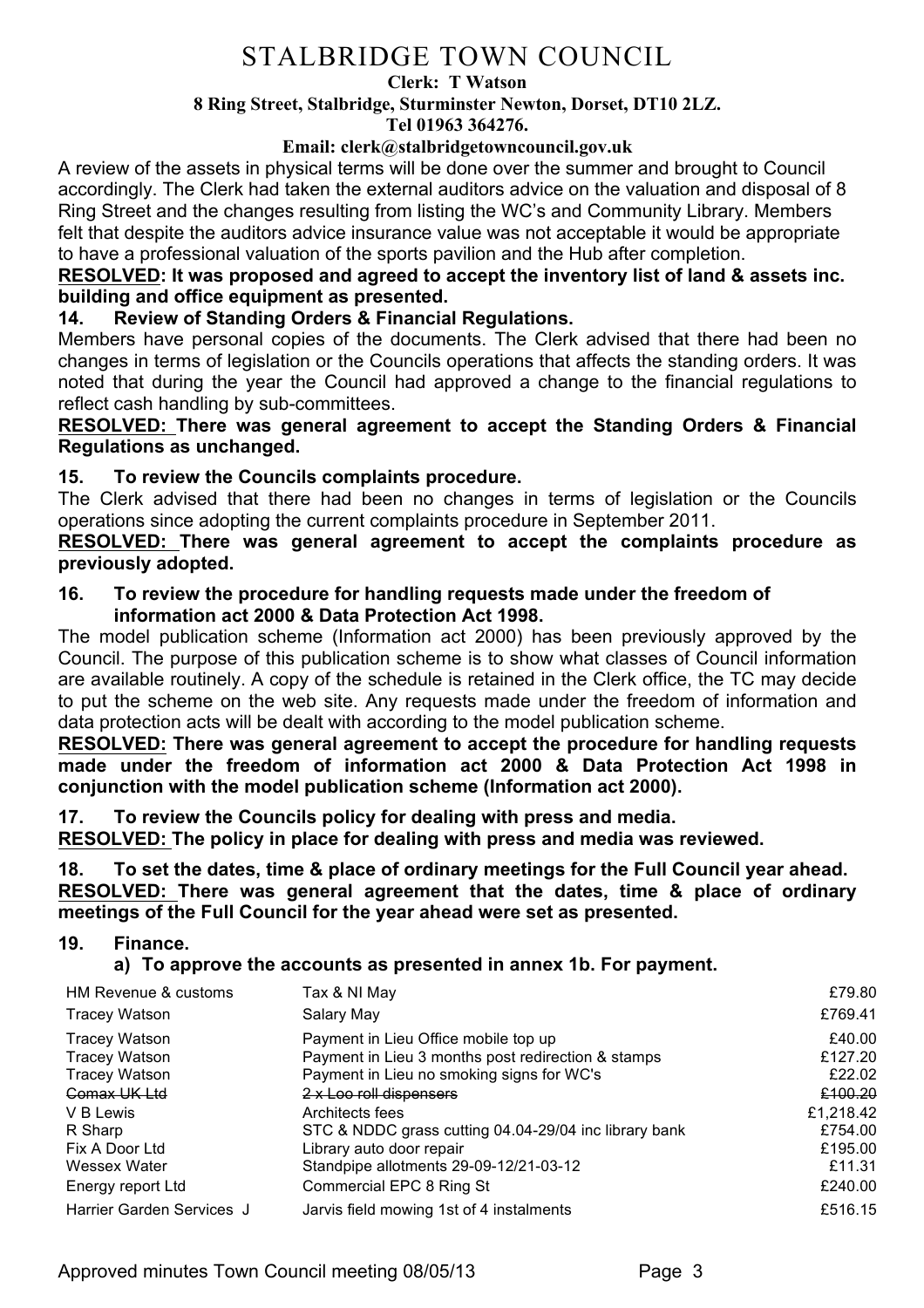# STALBRIDGE TOWN COUNCIL

**Clerk: T Watson**
**8 Ring Street, Stalbridge, Sturminster Newton, Dorset, DT10 2LZ.**
**Tel 01963 364276.**
**Email: clerk@stalbridgetowncouncil.gov.uk**

A review of the assets in physical terms will be done over the summer and brought to Council accordingly. The Clerk had taken the external auditors advice on the valuation and disposal of 8 Ring Street and the changes resulting from listing the WC's and Community Library. Members felt that despite the auditors advice insurance value was not acceptable it would be appropriate to have a professional valuation of the sports pavilion and the Hub after completion.

**RESOLVED: It was proposed and agreed to accept the inventory list of land & assets inc. building and office equipment as presented.**

## 14. Review of Standing Orders & Financial Regulations.

Members have personal copies of the documents. The Clerk advised that there had been no changes in terms of legislation or the Councils operations that affects the standing orders. It was noted that during the year the Council had approved a change to the financial regulations to reflect cash handling by sub-committees.

**RESOLVED: There was general agreement to accept the Standing Orders & Financial Regulations as unchanged.**

## 15. To review the Councils complaints procedure.

The Clerk advised that there had been no changes in terms of legislation or the Councils operations since adopting the current complaints procedure in September 2011.

**RESOLVED: There was general agreement to accept the complaints procedure as previously adopted.**

## 16. To review the procedure for handling requests made under the freedom of information act 2000 & Data Protection Act 1998.

The model publication scheme (Information act 2000) has been previously approved by the Council. The purpose of this publication scheme is to show what classes of Council information are available routinely. A copy of the schedule is retained in the Clerk office, the TC may decide to put the scheme on the web site. Any requests made under the freedom of information and data protection acts will be dealt with according to the model publication scheme.

**RESOLVED: There was general agreement to accept the procedure for handling requests made under the freedom of information act 2000 & Data Protection Act 1998 in conjunction with the model publication scheme (Information act 2000).**

## 17. To review the Councils policy for dealing with press and media.

**RESOLVED: The policy in place for dealing with press and media was reviewed.**

## 18. To set the dates, time & place of ordinary meetings for the Full Council year ahead.

**RESOLVED: There was general agreement that the dates, time & place of ordinary meetings of the Full Council for the year ahead were set as presented.**

## 19. Finance.

### a) To approve the accounts as presented in annex 1b. For payment.

| Payee | Description | Amount |
|---|---|---|
| HM Revenue & customs | Tax & NI May | £79.80 |
| Tracey Watson | Salary May | £769.41 |
| Tracey Watson | Payment in Lieu Office mobile top up | £40.00 |
| Tracey Watson | Payment in Lieu 3 months post redirection & stamps | £127.20 |
| Tracey Watson | Payment in Lieu no smoking signs for WC's | £22.02 |
| ~~Comax UK Ltd~~ | ~~2 x Loo roll dispensers~~ | ~~£100.20~~ |
| V B Lewis | Architects fees | £1,218.42 |
| R Sharp | STC & NDDC grass cutting 04.04-29/04 inc library bank | £754.00 |
| Fix A Door Ltd | Library auto door repair | £195.00 |
| Wessex Water | Standpipe allotments 29-09-12/21-03-12 | £11.31 |
| Energy report Ltd | Commercial EPC 8 Ring St | £240.00 |
| Harrier Garden Services J | Jarvis field mowing 1st of 4 instalments | £516.15 |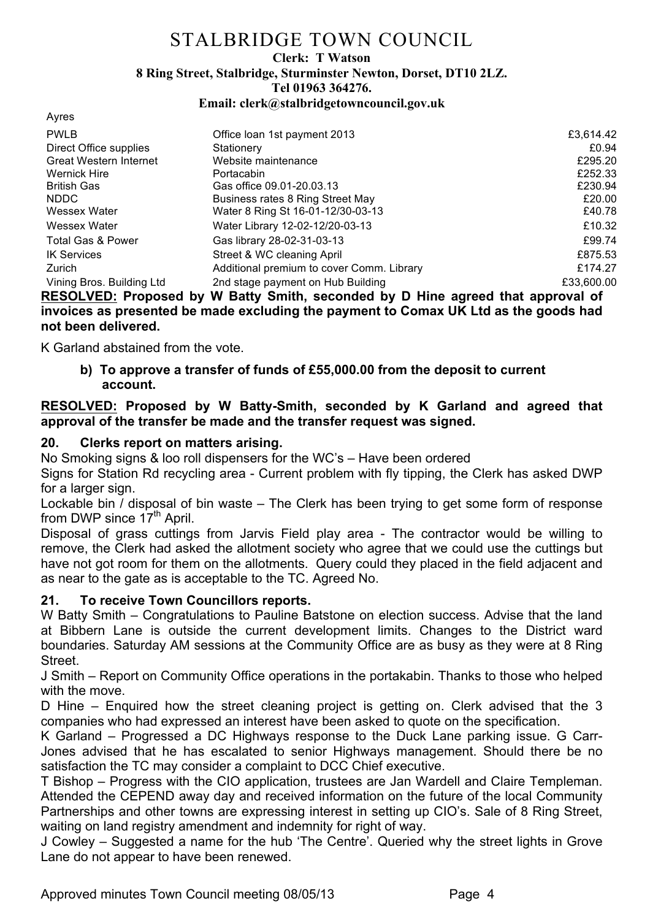# STALBRIDGE TOWN COUNCIL

**Clerk: T Watson**
**8 Ring Street, Stalbridge, Sturminster Newton, Dorset, DT10 2LZ.**
**Tel 01963 364276.**
**Email: clerk@stalbridgetowncouncil.gov.uk**

Ayres

| | | |
|---|---|---|
| PWLB | Office loan 1st payment 2013 | £3,614.42 |
| Direct Office supplies | Stationery | £0.94 |
| Great Western Internet | Website maintenance | £295.20 |
| Wernick Hire | Portacabin | £252.33 |
| British Gas | Gas office 09.01-20.03.13 | £230.94 |
| NDDC | Business rates 8 Ring Street May | £20.00 |
| Wessex Water | Water 8 Ring St 16-01-12/30-03-13 | £40.78 |
| Wessex Water | Water Library 12-02-12/20-03-13 | £10.32 |
| Total Gas & Power | Gas library 28-02-31-03-13 | £99.74 |
| IK Services | Street & WC cleaning April | £875.53 |
| Zurich | Additional premium to cover Comm. Library | £174.27 |
| Vining Bros. Building Ltd | 2nd stage payment on Hub Building | £33,600.00 |

**RESOLVED: Proposed by W Batty Smith, seconded by D Hine agreed that approval of invoices as presented be made excluding the payment to Comax UK Ltd as the goods had not been delivered.**

K Garland abstained from the vote.

**b) To approve a transfer of funds of £55,000.00 from the deposit to current account.**

**RESOLVED: Proposed by W Batty-Smith, seconded by K Garland and agreed that approval of the transfer be made and the transfer request was signed.**

## 20. Clerks report on matters arising.

No Smoking signs & loo roll dispensers for the WC's – Have been ordered

Signs for Station Rd recycling area - Current problem with fly tipping, the Clerk has asked DWP for a larger sign.

Lockable bin / disposal of bin waste – The Clerk has been trying to get some form of response from DWP since 17th April.

Disposal of grass cuttings from Jarvis Field play area - The contractor would be willing to remove, the Clerk had asked the allotment society who agree that we could use the cuttings but have not got room for them on the allotments. Query could they placed in the field adjacent and as near to the gate as is acceptable to the TC. Agreed No.

## 21. To receive Town Councillors reports.

W Batty Smith – Congratulations to Pauline Batstone on election success. Advise that the land at Bibbern Lane is outside the current development limits. Changes to the District ward boundaries. Saturday AM sessions at the Community Office are as busy as they were at 8 Ring Street.

J Smith – Report on Community Office operations in the portakabin. Thanks to those who helped with the move.

D Hine – Enquired how the street cleaning project is getting on. Clerk advised that the 3 companies who had expressed an interest have been asked to quote on the specification.

K Garland – Progressed a DC Highways response to the Duck Lane parking issue. G Carr-Jones advised that he has escalated to senior Highways management. Should there be no satisfaction the TC may consider a complaint to DCC Chief executive.

T Bishop – Progress with the CIO application, trustees are Jan Wardell and Claire Templeman. Attended the CEPEND away day and received information on the future of the local Community Partnerships and other towns are expressing interest in setting up CIO's. Sale of 8 Ring Street, waiting on land registry amendment and indemnity for right of way.

J Cowley – Suggested a name for the hub 'The Centre'. Queried why the street lights in Grove Lane do not appear to have been renewed.

Approved minutes Town Council meeting 08/05/13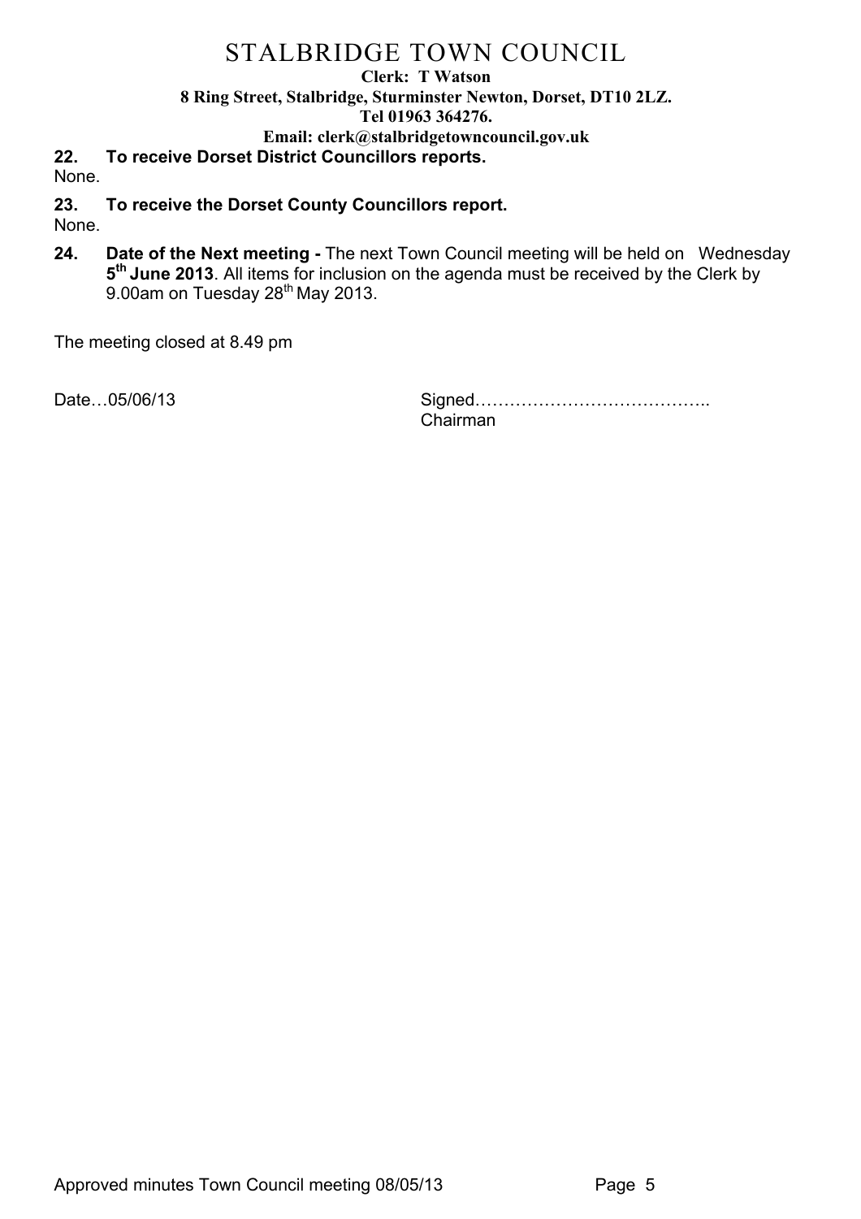# STALBRIDGE TOWN COUNCIL

**Clerk: T Watson**
**8 Ring Street, Stalbridge, Sturminster Newton, Dorset, DT10 2LZ.**
**Tel 01963 364276.**
**Email: clerk@stalbridgetowncouncil.gov.uk**

**22. To receive Dorset District Councillors reports.**

None.

**23. To receive the Dorset County Councillors report.**

None.

**24. Date of the Next meeting -** The next Town Council meeting will be held on Wednesday **5th June 2013**. All items for inclusion on the agenda must be received by the Clerk by 9.00am on Tuesday 28th May 2013.

The meeting closed at 8.49 pm

Date…05/06/13 Signed…………………………………..
Chairman

Approved minutes Town Council meeting 08/05/13